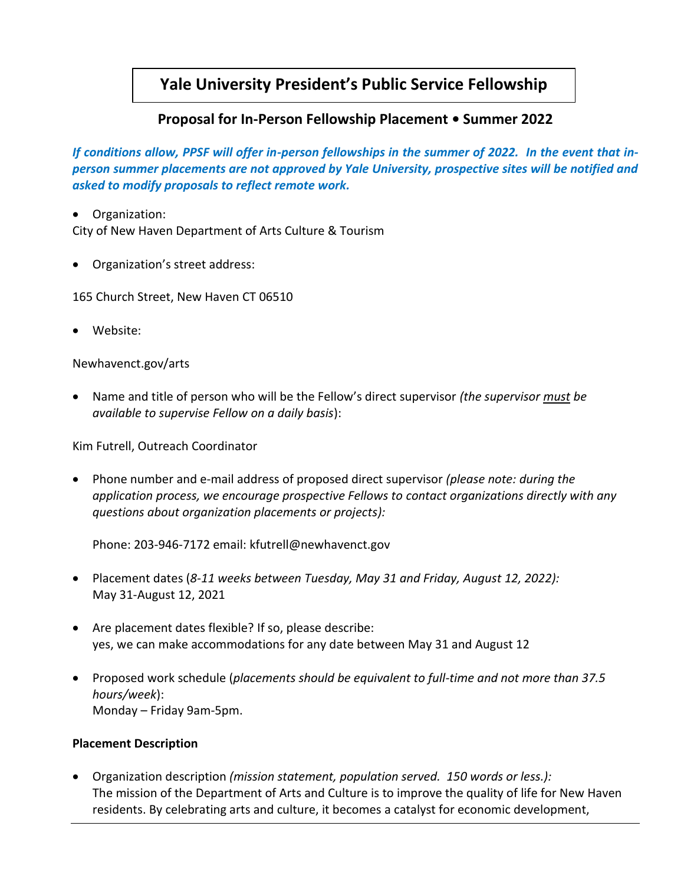# Yale University President's Public Service Fellowship

## Proposal for In-Person Fellowship Placement • Summer 2022

***If conditions allow, PPSF will offer in-person fellowships in the summer of 2022. In the event that in-person summer placements are not approved by Yale University, prospective sites will be notified and asked to modify proposals to reflect remote work.***

- Organization:

City of New Haven Department of Arts Culture & Tourism

- Organization's street address:

165 Church Street, New Haven CT 06510

- Website:

Newhavenct.gov/arts

- Name and title of person who will be the Fellow's direct supervisor *(the supervisor must be available to supervise Fellow on a daily basis)*:

Kim Futrell, Outreach Coordinator

- Phone number and e-mail address of proposed direct supervisor *(please note: during the application process, we encourage prospective Fellows to contact organizations directly with any questions about organization placements or projects):*

  Phone: 203-946-7172 email: kfutrell@newhavenct.gov

- Placement dates (*8-11 weeks between Tuesday, May 31 and Friday, August 12, 2022):*
  May 31-August 12, 2021

- Are placement dates flexible? If so, please describe:
  yes, we can make accommodations for any date between May 31 and August 12

- Proposed work schedule (*placements should be equivalent to full-time and not more than 37.5 hours/week*):
  Monday – Friday 9am-5pm.

**Placement Description**

- Organization description *(mission statement, population served. 150 words or less.):*
  The mission of the Department of Arts and Culture is to improve the quality of life for New Haven residents. By celebrating arts and culture, it becomes a catalyst for economic development,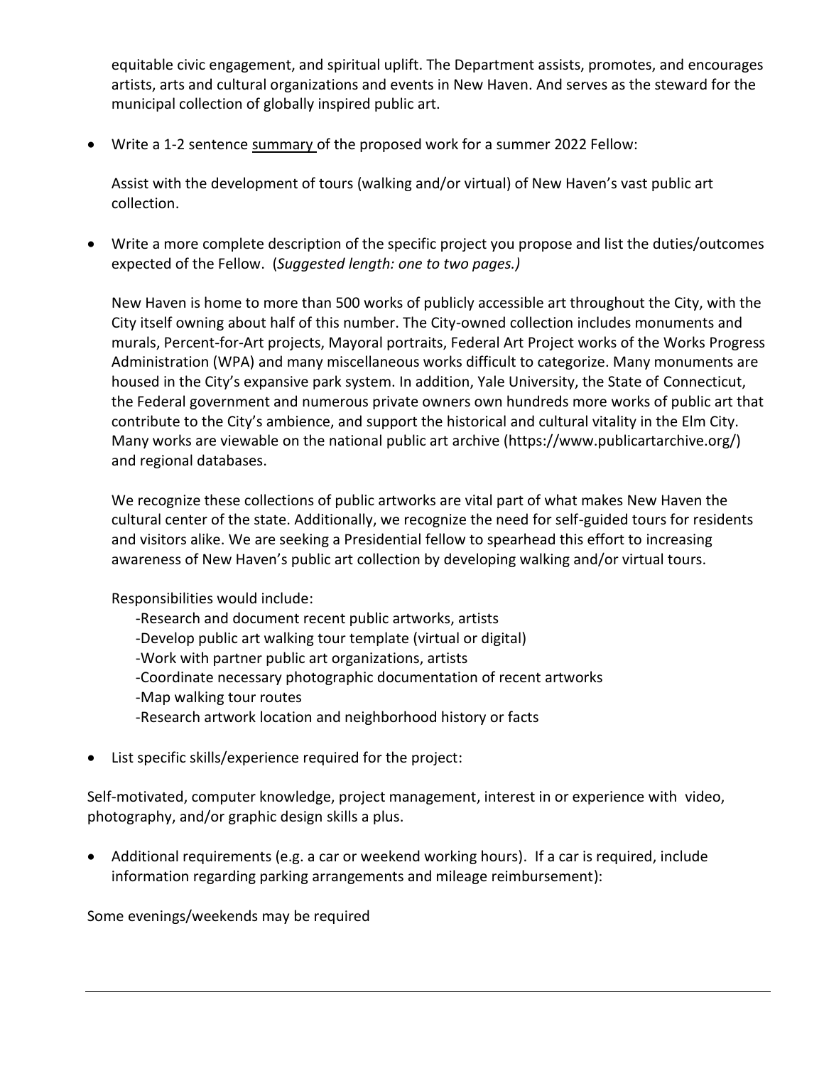equitable civic engagement, and spiritual uplift. The Department assists, promotes, and encourages artists, arts and cultural organizations and events in New Haven. And serves as the steward for the municipal collection of globally inspired public art.

- Write a 1-2 sentence summary of the proposed work for a summer 2022 Fellow:

  Assist with the development of tours (walking and/or virtual) of New Haven's vast public art collection.

- Write a more complete description of the specific project you propose and list the duties/outcomes expected of the Fellow. (*Suggested length: one to two pages.)*

  New Haven is home to more than 500 works of publicly accessible art throughout the City, with the City itself owning about half of this number. The City-owned collection includes monuments and murals, Percent-for-Art projects, Mayoral portraits, Federal Art Project works of the Works Progress Administration (WPA) and many miscellaneous works difficult to categorize. Many monuments are housed in the City's expansive park system. In addition, Yale University, the State of Connecticut, the Federal government and numerous private owners own hundreds more works of public art that contribute to the City's ambience, and support the historical and cultural vitality in the Elm City. Many works are viewable on the national public art archive (https://www.publicartarchive.org/) and regional databases.

  We recognize these collections of public artworks are vital part of what makes New Haven the cultural center of the state. Additionally, we recognize the need for self-guided tours for residents and visitors alike. We are seeking a Presidential fellow to spearhead this effort to increasing awareness of New Haven's public art collection by developing walking and/or virtual tours.

  Responsibilities would include:

  -Research and document recent public artworks, artists
  -Develop public art walking tour template (virtual or digital)
  -Work with partner public art organizations, artists
  -Coordinate necessary photographic documentation of recent artworks
  -Map walking tour routes
  -Research artwork location and neighborhood history or facts

- List specific skills/experience required for the project:

Self-motivated, computer knowledge, project management, interest in or experience with video, photography, and/or graphic design skills a plus.

- Additional requirements (e.g. a car or weekend working hours). If a car is required, include information regarding parking arrangements and mileage reimbursement):

Some evenings/weekends may be required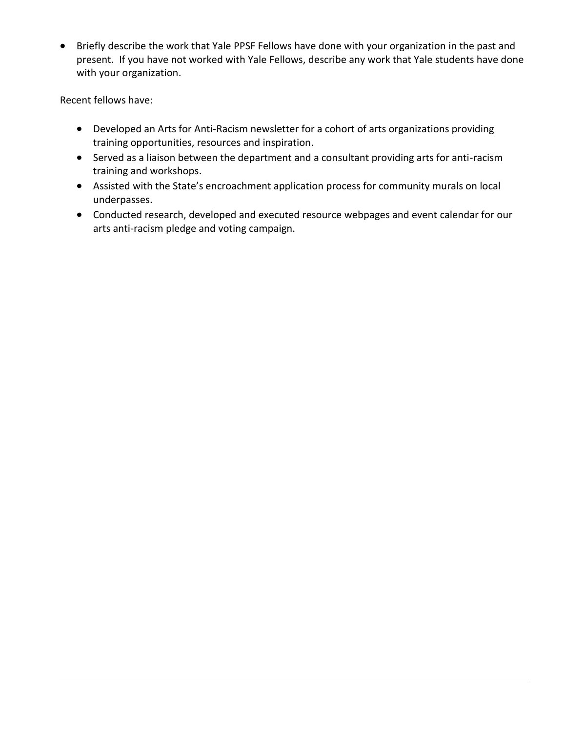- Briefly describe the work that Yale PPSF Fellows have done with your organization in the past and present. If you have not worked with Yale Fellows, describe any work that Yale students have done with your organization.

Recent fellows have:

- Developed an Arts for Anti-Racism newsletter for a cohort of arts organizations providing training opportunities, resources and inspiration.
- Served as a liaison between the department and a consultant providing arts for anti-racism training and workshops.
- Assisted with the State's encroachment application process for community murals on local underpasses.
- Conducted research, developed and executed resource webpages and event calendar for our arts anti-racism pledge and voting campaign.